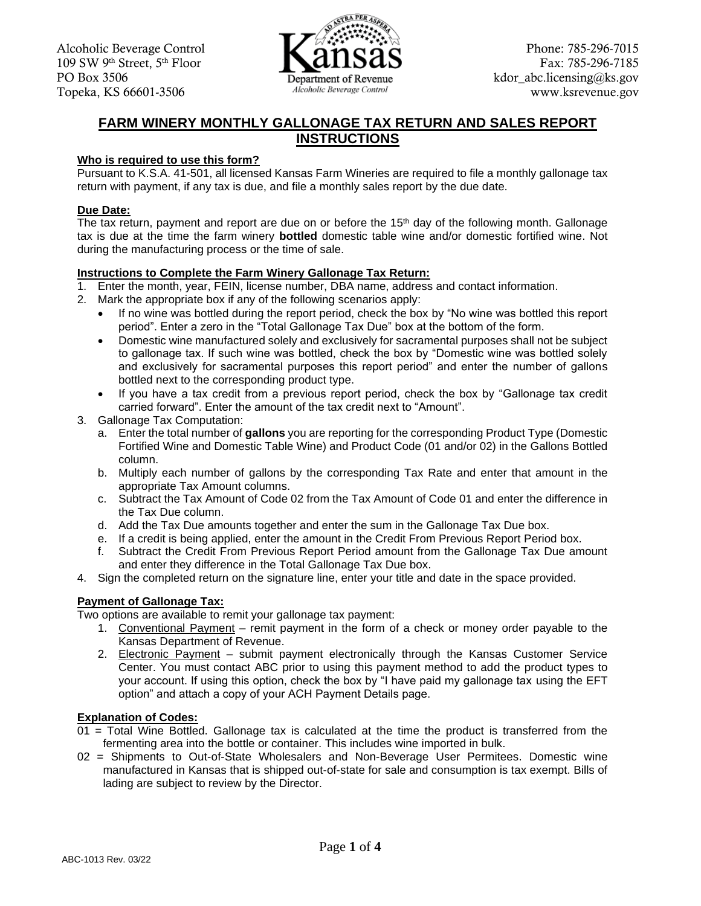Alcoholic Beverage Control
109 SW 9th Street, 5th Floor
PO Box 3506
Topeka, KS 66601-3506

Kansas Department of Revenue
Alcoholic Beverage Control

Phone: 785-296-7015
Fax: 785-296-7185
kdor_abc.licensing@ks.gov
www.ksrevenue.gov

# FARM WINERY MONTHLY GALLONAGE TAX RETURN AND SALES REPORT INSTRUCTIONS

## Who is required to use this form?

Pursuant to K.S.A. 41-501, all licensed Kansas Farm Wineries are required to file a monthly gallonage tax return with payment, if any tax is due, and file a monthly sales report by the due date.

## Due Date:

The tax return, payment and report are due on or before the 15th day of the following month. Gallonage tax is due at the time the farm winery **bottled** domestic table wine and/or domestic fortified wine. Not during the manufacturing process or the time of sale.

## Instructions to Complete the Farm Winery Gallonage Tax Return:

1. Enter the month, year, FEIN, license number, DBA name, address and contact information.
2. Mark the appropriate box if any of the following scenarios apply:
   - If no wine was bottled during the report period, check the box by "No wine was bottled this report period". Enter a zero in the "Total Gallonage Tax Due" box at the bottom of the form.
   - Domestic wine manufactured solely and exclusively for sacramental purposes shall not be subject to gallonage tax. If such wine was bottled, check the box by "Domestic wine was bottled solely and exclusively for sacramental purposes this report period" and enter the number of gallons bottled next to the corresponding product type.
   - If you have a tax credit from a previous report period, check the box by "Gallonage tax credit carried forward". Enter the amount of the tax credit next to "Amount".
3. Gallonage Tax Computation:
   a. Enter the total number of **gallons** you are reporting for the corresponding Product Type (Domestic Fortified Wine and Domestic Table Wine) and Product Code (01 and/or 02) in the Gallons Bottled column.
   b. Multiply each number of gallons by the corresponding Tax Rate and enter that amount in the appropriate Tax Amount columns.
   c. Subtract the Tax Amount of Code 02 from the Tax Amount of Code 01 and enter the difference in the Tax Due column.
   d. Add the Tax Due amounts together and enter the sum in the Gallonage Tax Due box.
   e. If a credit is being applied, enter the amount in the Credit From Previous Report Period box.
   f. Subtract the Credit From Previous Report Period amount from the Gallonage Tax Due amount and enter they difference in the Total Gallonage Tax Due box.
4. Sign the completed return on the signature line, enter your title and date in the space provided.

## Payment of Gallonage Tax:

Two options are available to remit your gallonage tax payment:

1. Conventional Payment – remit payment in the form of a check or money order payable to the Kansas Department of Revenue.
2. Electronic Payment – submit payment electronically through the Kansas Customer Service Center. You must contact ABC prior to using this payment method to add the product types to your account. If using this option, check the box by "I have paid my gallonage tax using the EFT option" and attach a copy of your ACH Payment Details page.

## Explanation of Codes:

01 = Total Wine Bottled. Gallonage tax is calculated at the time the product is transferred from the fermenting area into the bottle or container. This includes wine imported in bulk.

02 = Shipments to Out-of-State Wholesalers and Non-Beverage User Permitees. Domestic wine manufactured in Kansas that is shipped out-of-state for sale and consumption is tax exempt. Bills of lading are subject to review by the Director.

ABC-1013 Rev. 03/22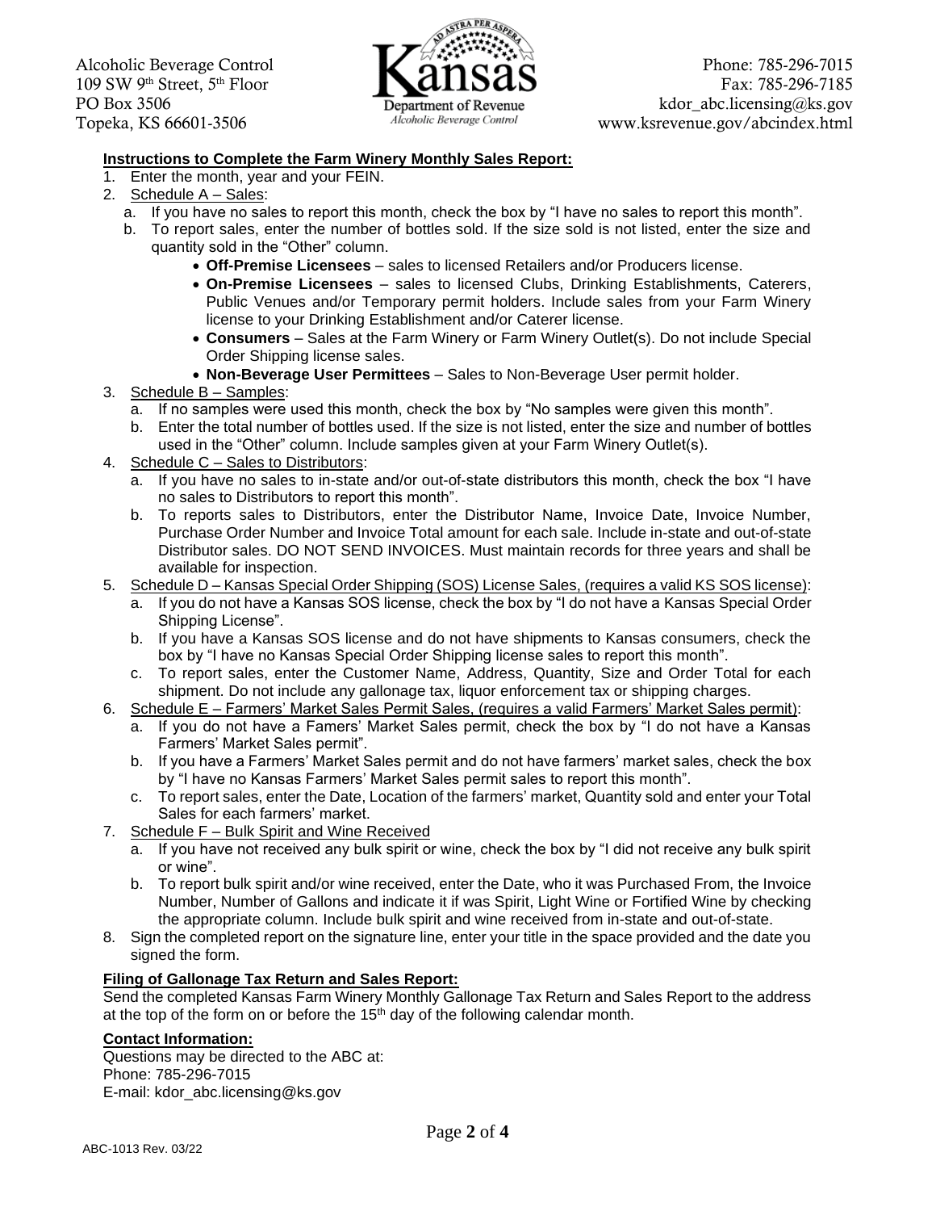Alcoholic Beverage Control
109 SW 9th Street, 5th Floor
PO Box 3506
Topeka, KS 66601-3506

Kansas Department of Revenue
Alcoholic Beverage Control

Phone: 785-296-7015
Fax: 785-296-7185
kdor_abc.licensing@ks.gov
www.ksrevenue.gov/abcindex.html

**Instructions to Complete the Farm Winery Monthly Sales Report:**

1. Enter the month, year and your FEIN.
2. Schedule A – Sales:
   a. If you have no sales to report this month, check the box by "I have no sales to report this month".
   b. To report sales, enter the number of bottles sold. If the size sold is not listed, enter the size and quantity sold in the "Other" column.
      - **Off-Premise Licensees** – sales to licensed Retailers and/or Producers license.
      - **On-Premise Licensees** – sales to licensed Clubs, Drinking Establishments, Caterers, Public Venues and/or Temporary permit holders. Include sales from your Farm Winery license to your Drinking Establishment and/or Caterer license.
      - **Consumers** – Sales at the Farm Winery or Farm Winery Outlet(s). Do not include Special Order Shipping license sales.
      - **Non-Beverage User Permittees** – Sales to Non-Beverage User permit holder.
3. Schedule B – Samples:
   a. If no samples were used this month, check the box by "No samples were given this month".
   b. Enter the total number of bottles used. If the size is not listed, enter the size and number of bottles used in the "Other" column. Include samples given at your Farm Winery Outlet(s).
4. Schedule C – Sales to Distributors:
   a. If you have no sales to in-state and/or out-of-state distributors this month, check the box "I have no sales to Distributors to report this month".
   b. To reports sales to Distributors, enter the Distributor Name, Invoice Date, Invoice Number, Purchase Order Number and Invoice Total amount for each sale. Include in-state and out-of-state Distributor sales. DO NOT SEND INVOICES. Must maintain records for three years and shall be available for inspection.
5. Schedule D – Kansas Special Order Shipping (SOS) License Sales, (requires a valid KS SOS license):
   a. If you do not have a Kansas SOS license, check the box by "I do not have a Kansas Special Order Shipping License".
   b. If you have a Kansas SOS license and do not have shipments to Kansas consumers, check the box by "I have no Kansas Special Order Shipping license sales to report this month".
   c. To report sales, enter the Customer Name, Address, Quantity, Size and Order Total for each shipment. Do not include any gallonage tax, liquor enforcement tax or shipping charges.
6. Schedule E – Farmers' Market Sales Permit Sales, (requires a valid Farmers' Market Sales permit):
   a. If you do not have a Famers' Market Sales permit, check the box by "I do not have a Kansas Farmers' Market Sales permit".
   b. If you have a Farmers' Market Sales permit and do not have farmers' market sales, check the box by "I have no Kansas Farmers' Market Sales permit sales to report this month".
   c. To report sales, enter the Date, Location of the farmers' market, Quantity sold and enter your Total Sales for each farmers' market.
7. Schedule F – Bulk Spirit and Wine Received
   a. If you have not received any bulk spirit or wine, check the box by "I did not receive any bulk spirit or wine".
   b. To report bulk spirit and/or wine received, enter the Date, who it was Purchased From, the Invoice Number, Number of Gallons and indicate it if was Spirit, Light Wine or Fortified Wine by checking the appropriate column. Include bulk spirit and wine received from in-state and out-of-state.
8. Sign the completed report on the signature line, enter your title in the space provided and the date you signed the form.

**Filing of Gallonage Tax Return and Sales Report:**

Send the completed Kansas Farm Winery Monthly Gallonage Tax Return and Sales Report to the address at the top of the form on or before the 15th day of the following calendar month.

**Contact Information:**

Questions may be directed to the ABC at:
Phone: 785-296-7015
E-mail: kdor_abc.licensing@ks.gov

ABC-1013 Rev. 03/22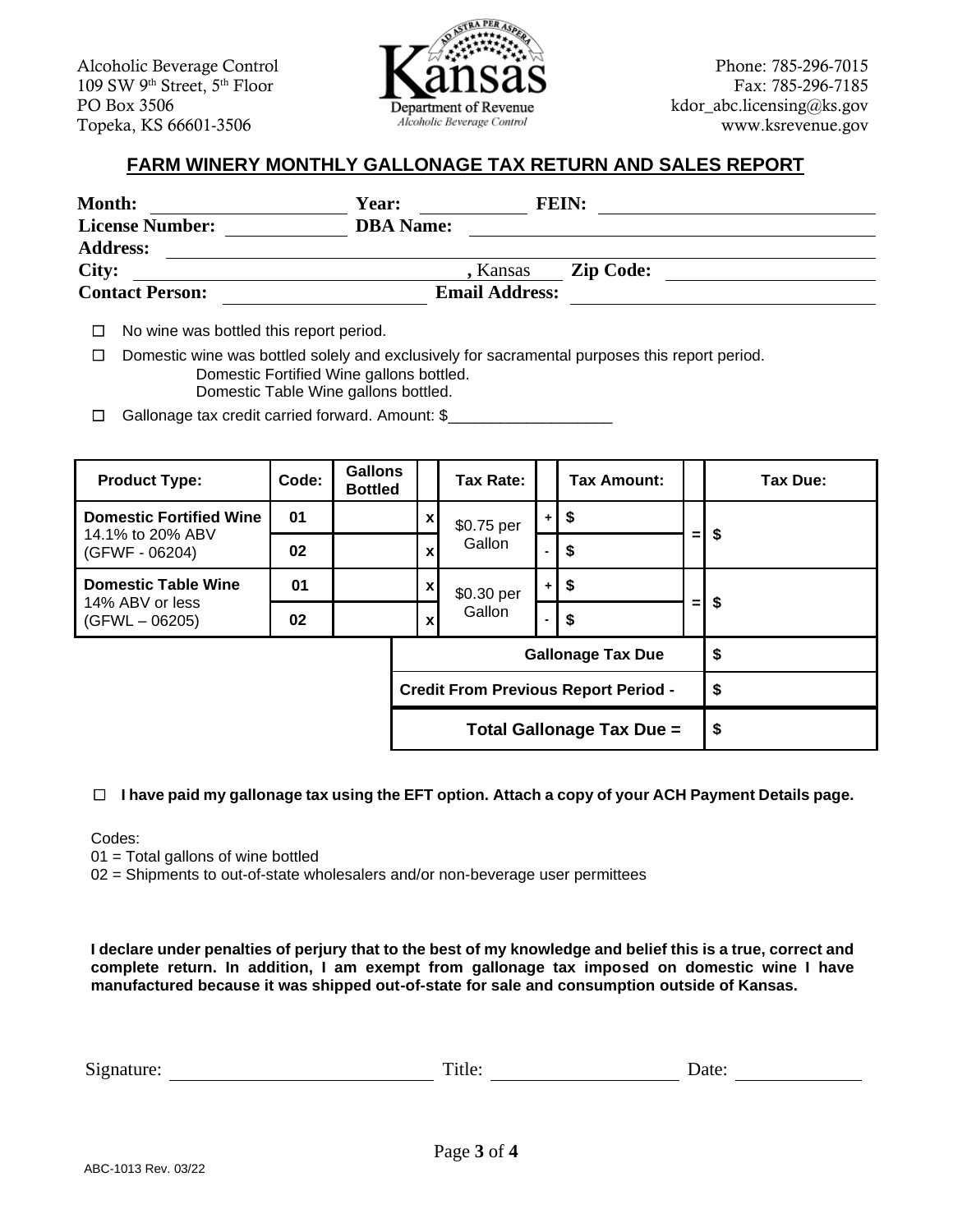Alcoholic Beverage Control
109 SW 9th Street, 5th Floor
PO Box 3506
Topeka, KS 66601-3506

Phone: 785-296-7015
Fax: 785-296-7185
kdor_abc.licensing@ks.gov
www.ksrevenue.gov

## FARM WINERY MONTHLY GALLONAGE TAX RETURN AND SALES REPORT

**Month:** ____________________ **Year:** ____________ **FEIN:** ______________________________
**License Number:** ____________ **DBA Name:** ______________________________________
**Address:** ____________________________________________________________________
**City:** ______________________________________, Kansas **Zip Code:** ____________________
**Contact Person:** ____________________ **Email Address:** ____________________________

☐ No wine was bottled this report period.

☐ Domestic wine was bottled solely and exclusively for sacramental purposes this report period.
Domestic Fortified Wine gallons bottled.
Domestic Table Wine gallons bottled.

☐ Gallonage tax credit carried forward. Amount: $___________________

| Product Type: | Code: | Gallons Bottled | | Tax Rate: | | Tax Amount: | | Tax Due: |
|---|---|---|---|---|---|---|---|---|
| **Domestic Fortified Wine** 14.1% to 20% ABV (GFWF - 06204) | 01 | | x | $0.75 per Gallon | + | $ | = | $ |
| | 02 | | x | | - | $ | | |
| **Domestic Table Wine** 14% ABV or less (GFWL – 06205) | 01 | | x | $0.30 per Gallon | + | $ | = | $ |
| | 02 | | x | | - | $ | | |
| | | | | **Gallonage Tax Due** | | | | $ |
| | | | | **Credit From Previous Report Period -** | | | | $ |
| | | | | **Total Gallonage Tax Due =** | | | | $ |

☐ **I have paid my gallonage tax using the EFT option. Attach a copy of your ACH Payment Details page.**

Codes:
01 = Total gallons of wine bottled
02 = Shipments to out-of-state wholesalers and/or non-beverage user permittees

**I declare under penalties of perjury that to the best of my knowledge and belief this is a true, correct and complete return. In addition, I am exempt from gallonage tax imposed on domestic wine I have manufactured because it was shipped out-of-state for sale and consumption outside of Kansas.**

Signature: ______________________ Title: ____________________ Date: ____________

ABC-1013 Rev. 03/22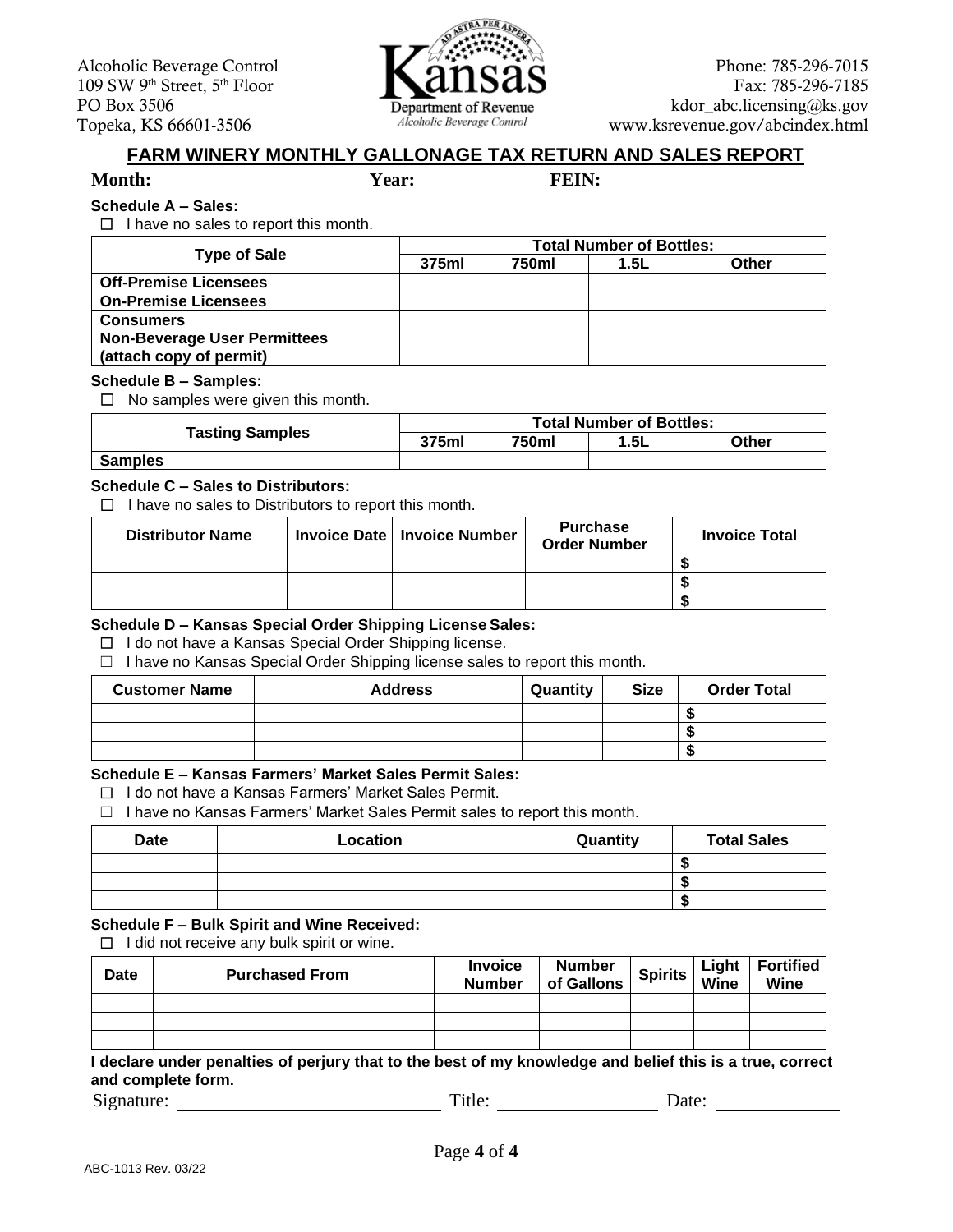Alcoholic Beverage Control
109 SW 9th Street, 5th Floor
PO Box 3506
Topeka, KS 66601-3506

Kansas
Department of Revenue
Alcoholic Beverage Control

Phone: 785-296-7015
Fax: 785-296-7185
kdor_abc.licensing@ks.gov
www.ksrevenue.gov/abcindex.html

# FARM WINERY MONTHLY GALLONAGE TAX RETURN AND SALES REPORT

**Month:** ____________________ **Year:** ____________ **FEIN:** ______________________

**Schedule A – Sales:**

☐ I have no sales to report this month.

| Type of Sale | Total Number of Bottles: | | | |
|---|---|---|---|---|
| | 375ml | 750ml | 1.5L | Other |
| **Off-Premise Licensees** | | | | |
| **On-Premise Licensees** | | | | |
| **Consumers** | | | | |
| **Non-Beverage User Permittees (attach copy of permit)** | | | | |

**Schedule B – Samples:**

☐ No samples were given this month.

| Tasting Samples | Total Number of Bottles: | | | |
|---|---|---|---|---|
| | 375ml | 750ml | 1.5L | Other |
| **Samples** | | | | |

**Schedule C – Sales to Distributors:**

☐ I have no sales to Distributors to report this month.

| Distributor Name | Invoice Date | Invoice Number | Purchase Order Number | Invoice Total |
|---|---|---|---|---|
| | | | | $ |
| | | | | $ |
| | | | | $ |

**Schedule D – Kansas Special Order Shipping License Sales:**

☐ I do not have a Kansas Special Order Shipping license.

☐ I have no Kansas Special Order Shipping license sales to report this month.

| Customer Name | Address | Quantity | Size | Order Total |
|---|---|---|---|---|
| | | | | $ |
| | | | | $ |
| | | | | $ |

**Schedule E – Kansas Farmers' Market Sales Permit Sales:**

☐ I do not have a Kansas Farmers' Market Sales Permit.

☐ I have no Kansas Farmers' Market Sales Permit sales to report this month.

| Date | Location | Quantity | Total Sales |
|---|---|---|---|
| | | | $ |
| | | | $ |
| | | | $ |

**Schedule F – Bulk Spirit and Wine Received:**

☐ I did not receive any bulk spirit or wine.

| Date | Purchased From | Invoice Number | Number of Gallons | Spirits | Light Wine | Fortified Wine |
|---|---|---|---|---|---|---|
| | | | | | | |
| | | | | | | |
| | | | | | | |

**I declare under penalties of perjury that to the best of my knowledge and belief this is a true, correct and complete form.**

Signature: ________________________ Title: ________________ Date: ____________

ABC-1013 Rev. 03/22